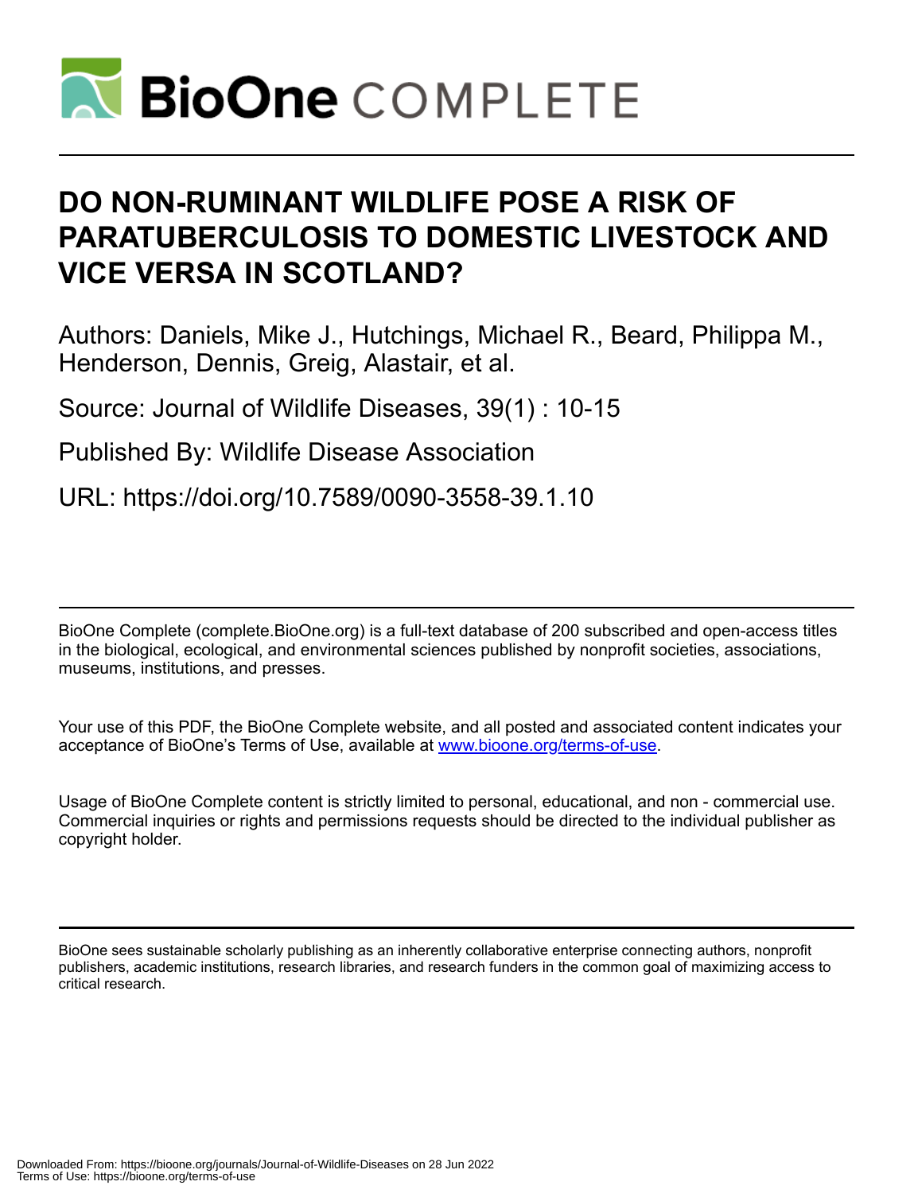# DO NON-RUMINANT WILDLIFE POSE A RISK OF PARATUBERCULOSIS TO DOMESTIC LIVESTOCK AND VICE VERSA IN SCOTLAND?

Authors: Daniels, Mike J., Hutchings, Michael R., Beard, Philippa M., Henderson, Dennis, Greig, Alastair, et al.

Source: Journal of Wildlife Diseases, 39(1) : 10-15

Published By: Wildlife Disease Association

URL: https://doi.org/10.7589/0090-3558-39.1.10

---

BioOne Complete (complete.BioOne.org) is a full-text database of 200 subscribed and open-access titles in the biological, ecological, and environmental sciences published by nonprofit societies, associations, museums, institutions, and presses.

Your use of this PDF, the BioOne Complete website, and all posted and associated content indicates your acceptance of BioOne's Terms of Use, available at www.bioone.org/terms-of-use.

Usage of BioOne Complete content is strictly limited to personal, educational, and non - commercial use. Commercial inquiries or rights and permissions requests should be directed to the individual publisher as copyright holder.

---

BioOne sees sustainable scholarly publishing as an inherently collaborative enterprise connecting authors, nonprofit publishers, academic institutions, research libraries, and research funders in the common goal of maximizing access to critical research.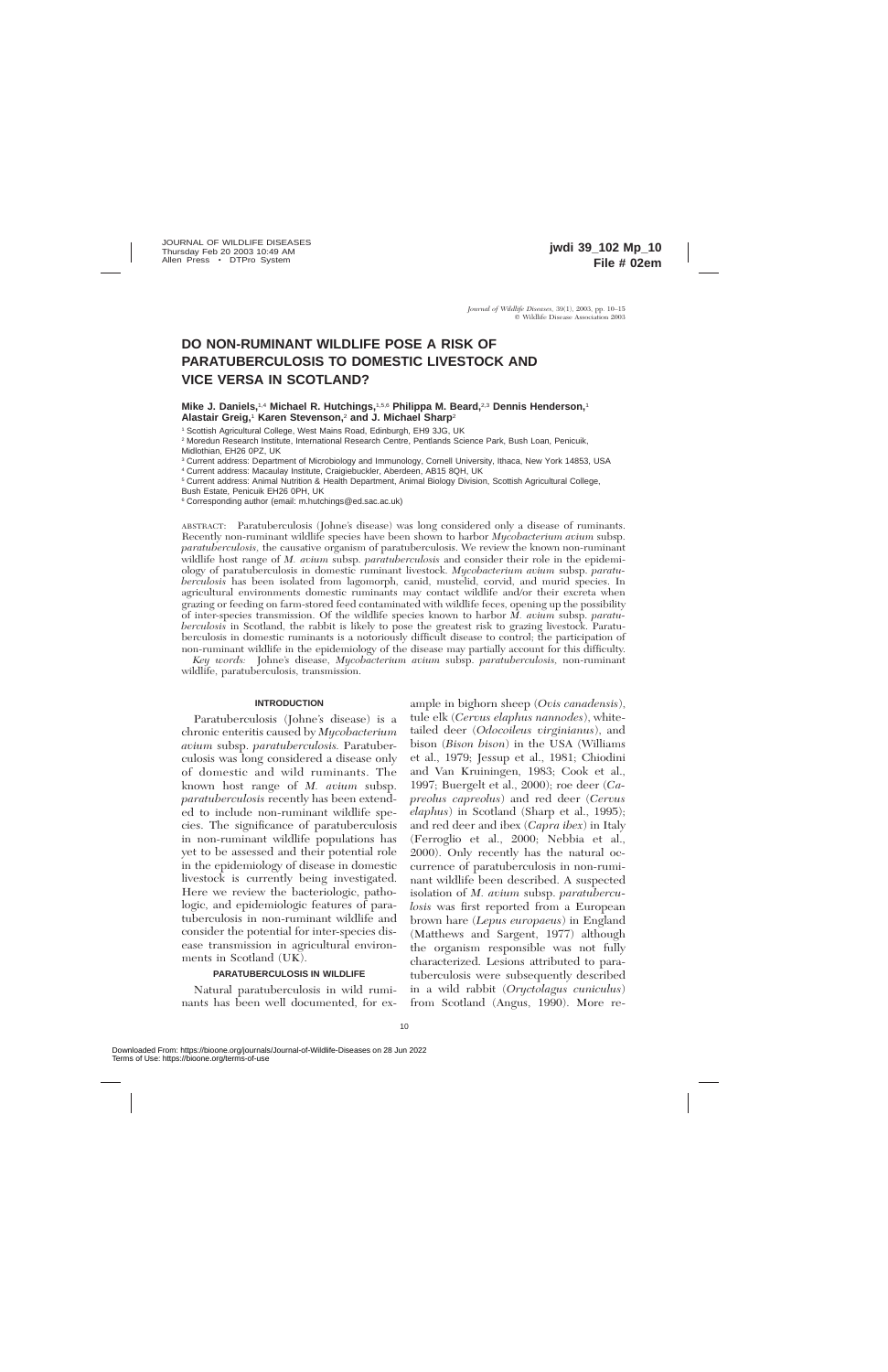# DO NON-RUMINANT WILDLIFE POSE A RISK OF PARATUBERCULOSIS TO DOMESTIC LIVESTOCK AND VICE VERSA IN SCOTLAND?

**Mike J. Daniels,[1,4] Michael R. Hutchings,[1,5,6] Philippa M. Beard,[2,3] Dennis Henderson,[1] Alastair Greig,[1] Karen Stevenson,[2] and J. Michael Sharp[2]**

[1] Scottish Agricultural College, West Mains Road, Edinburgh, EH9 3JG, UK

[2] Moredun Research Institute, International Research Centre, Pentlands Science Park, Bush Loan, Penicuik, Midlothian, EH26 0PZ, UK

[3] Current address: Department of Microbiology and Immunology, Cornell University, Ithaca, New York 14853, USA

[4] Current address: Macaulay Institute, Craigiebuckler, Aberdeen, AB15 8QH, UK

[5] Current address: Animal Nutrition & Health Department, Animal Biology Division, Scottish Agricultural College, Bush Estate, Penicuik EH26 0PH, UK

[6] Corresponding author (email: m.hutchings@ed.sac.ac.uk)

ABSTRACT: Paratuberculosis (Johne's disease) was long considered only a disease of ruminants. Recently non-ruminant wildlife species have been shown to harbor *Mycobacterium avium* subsp. *paratuberculosis*, the causative organism of paratuberculosis. We review the known non-ruminant wildlife host range of *M. avium* subsp. *paratuberculosis* and consider their role in the epidemiology of paratuberculosis in domestic ruminant livestock. *Mycobacterium avium* subsp. *paratuberculosis* has been isolated from lagomorph, canid, mustelid, corvid, and murid species. In agricultural environments domestic ruminants may contact wildlife and/or their excreta when grazing or feeding on farm-stored feed contaminated with wildlife feces, opening up the possibility of inter-species transmission. Of the wildlife species known to harbor *M. avium* subsp. *paratuberculosis* in Scotland, the rabbit is likely to pose the greatest risk to grazing livestock. Paratuberculosis in domestic ruminants is a notoriously difficult disease to control; the participation of non-ruminant wildlife in the epidemiology of the disease may partially account for this difficulty.

*Key words:* Johne's disease, *Mycobacterium avium* subsp. *paratuberculosis*, non-ruminant wildlife, paratuberculosis, transmission.

## INTRODUCTION

Paratuberculosis (Johne's disease) is a chronic enteritis caused by *Mycobacterium avium* subsp. *paratuberculosis*. Paratuberculosis was long considered a disease only of domestic and wild ruminants. The known host range of *M. avium* subsp. *paratuberculosis* recently has been extended to include non-ruminant wildlife species. The significance of paratuberculosis in non-ruminant wildlife populations has yet to be assessed and their potential role in the epidemiology of disease in domestic livestock is currently being investigated. Here we review the bacteriologic, pathologic, and epidemiologic features of paratuberculosis in non-ruminant wildlife and consider the potential for inter-species disease transmission in agricultural environments in Scotland (UK).

## PARATUBERCULOSIS IN WILDLIFE

Natural paratuberculosis in wild ruminants has been well documented, for example in bighorn sheep (*Ovis canadensis*), tule elk (*Cervus elaphus nannodes*), white-tailed deer (*Odocoileus virginianus*), and bison (*Bison bison*) in the USA (Williams et al., 1979; Jessup et al., 1981; Chiodini and Van Kruiningen, 1983; Cook et al., 1997; Buergelt et al., 2000); roe deer (*Capreolus capreolus*) and red deer (*Cervus elaphus*) in Scotland (Sharp et al., 1995); and red deer and ibex (*Capra ibex*) in Italy (Ferroglio et al., 2000; Nebbia et al., 2000). Only recently has the natural occurrence of paratuberculosis in non-ruminant wildlife been described. A suspected isolation of *M. avium* subsp. *paratuberculosis* was first reported from a European brown hare (*Lepus europaeus*) in England (Matthews and Sargent, 1977) although the organism responsible was not fully characterized. Lesions attributed to paratuberculosis were subsequently described in a wild rabbit (*Oryctolagus cuniculus*) from Scotland (Angus, 1990). More re-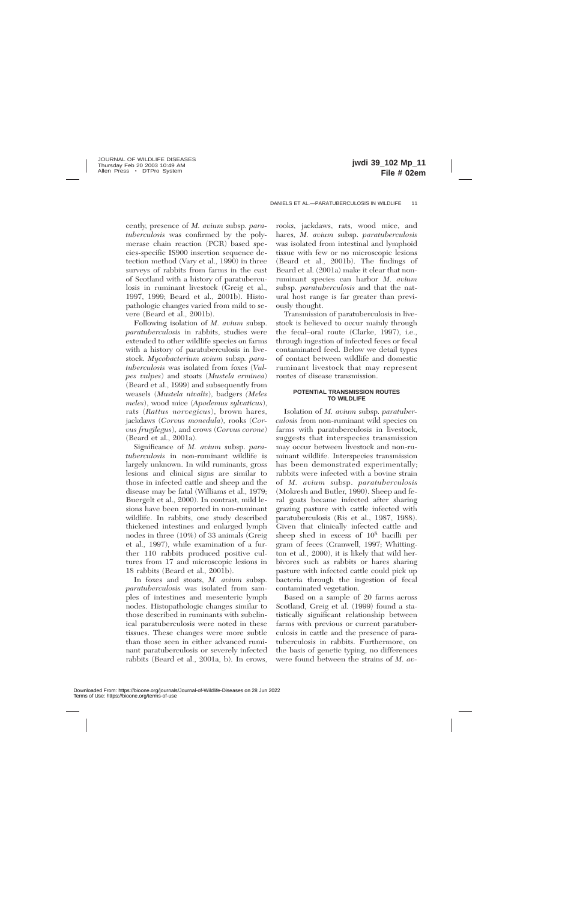cently, presence of *M. avium* subsp. *paratuberculosis* was confirmed by the polymerase chain reaction (PCR) based species-specific IS900 insertion sequence detection method (Vary et al., 1990) in three surveys of rabbits from farms in the east of Scotland with a history of paratuberculosis in ruminant livestock (Greig et al., 1997, 1999; Beard et al., 2001b). Histopathologic changes varied from mild to severe (Beard et al., 2001b).

Following isolation of *M. avium* subsp. *paratuberculosis* in rabbits, studies were extended to other wildlife species on farms with a history of paratuberculosis in livestock. *Mycobacterium avium* subsp. *paratuberculosis* was isolated from foxes (*Vulpes vulpes*) and stoats (*Mustela erminea*) (Beard et al., 1999) and subsequently from weasels (*Mustela nivalis*), badgers (*Meles meles*), wood mice (*Apodemus sylvaticus*), rats (*Rattus norvegicus*), brown hares, jackdaws (*Corvus monedula*), rooks (*Corvus frugilegus*), and crows (*Corvus corone*) (Beard et al., 2001a).

Significance of *M. avium* subsp. *paratuberculosis* in non-ruminant wildlife is largely unknown. In wild ruminants, gross lesions and clinical signs are similar to those in infected cattle and sheep and the disease may be fatal (Williams et al., 1979; Buergelt et al., 2000). In contrast, mild lesions have been reported in non-ruminant wildlife. In rabbits, one study described thickened intestines and enlarged lymph nodes in three (10%) of 33 animals (Greig et al., 1997), while examination of a further 110 rabbits produced positive cultures from 17 and microscopic lesions in 18 rabbits (Beard et al., 2001b).

In foxes and stoats, *M. avium* subsp. *paratuberculosis* was isolated from samples of intestines and mesenteric lymph nodes. Histopathologic changes similar to those described in ruminants with subclinical paratuberculosis were noted in these tissues. These changes were more subtle than those seen in either advanced ruminant paratuberculosis or severely infected rabbits (Beard et al., 2001a, b). In crows, rooks, jackdaws, rats, wood mice, and hares, *M. avium* subsp. *paratuberculosis* was isolated from intestinal and lymphoid tissue with few or no microscopic lesions (Beard et al., 2001b). The findings of Beard et al. (2001a) make it clear that non-ruminant species can harbor *M. avium* subsp. *paratuberculosis* and that the natural host range is far greater than previously thought.

Transmission of paratuberculosis in livestock is believed to occur mainly through the fecal–oral route (Clarke, 1997), i.e., through ingestion of infected feces or fecal contaminated feed. Below we detail types of contact between wildlife and domestic ruminant livestock that may represent routes of disease transmission.

## POTENTIAL TRANSMISSION ROUTES TO WILDLIFE

Isolation of *M. avium* subsp. *paratuberculosis* from non-ruminant wild species on farms with paratuberculosis in livestock, suggests that interspecies transmission may occur between livestock and non-ruminant wildlife. Interspecies transmission has been demonstrated experimentally; rabbits were infected with a bovine strain of *M. avium* subsp. *paratuberculosis* (Mokresh and Butler, 1990). Sheep and feral goats became infected after sharing grazing pasture with cattle infected with paratuberculosis (Ris et al., 1987, 1988). Given that clinically infected cattle and sheep shed in excess of $10^8$ bacilli per gram of feces (Cranwell, 1997; Whittington et al., 2000), it is likely that wild herbivores such as rabbits or hares sharing pasture with infected cattle could pick up bacteria through the ingestion of fecal contaminated vegetation.

Based on a sample of 20 farms across Scotland, Greig et al. (1999) found a statistically significant relationship between farms with previous or current paratuberculosis in cattle and the presence of paratuberculosis in rabbits. Furthermore, on the basis of genetic typing, no differences were found between the strains of *M. av-*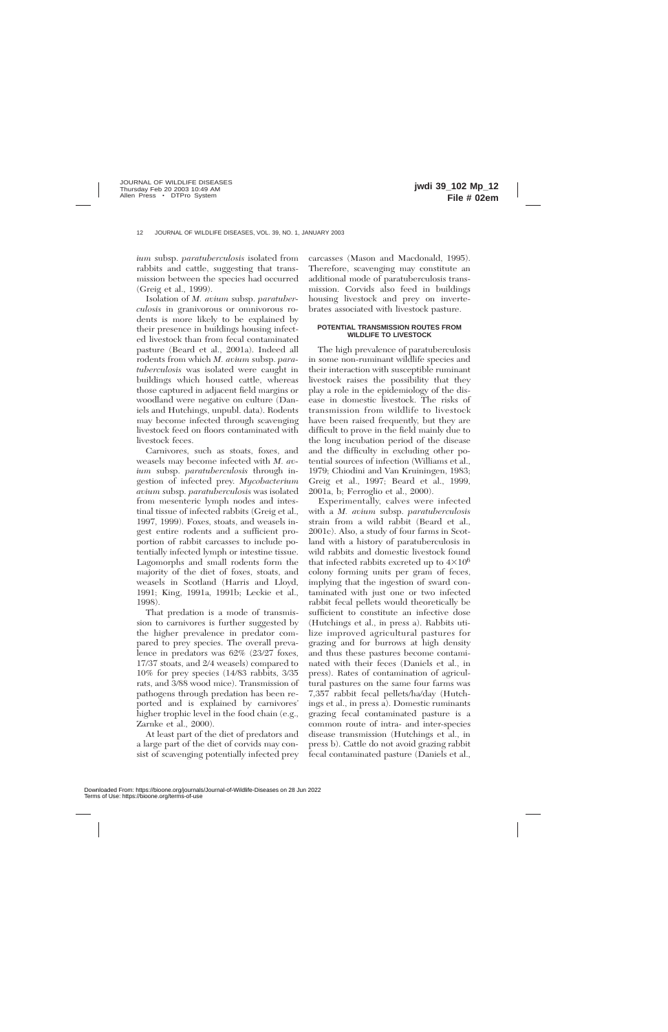*ium* subsp. *paratuberculosis* isolated from rabbits and cattle, suggesting that transmission between the species had occurred (Greig et al., 1999).

Isolation of *M. avium* subsp. *paratuberculosis* in granivorous or omnivorous rodents is more likely to be explained by their presence in buildings housing infected livestock than from fecal contaminated pasture (Beard et al., 2001a). Indeed all rodents from which *M. avium* subsp. *paratuberculosis* was isolated were caught in buildings which housed cattle, whereas those captured in adjacent field margins or woodland were negative on culture (Daniels and Hutchings, unpubl. data). Rodents may become infected through scavenging livestock feed on floors contaminated with livestock feces.

Carnivores, such as stoats, foxes, and weasels may become infected with *M. avium* subsp. *paratuberculosis* through ingestion of infected prey. *Mycobacterium avium* subsp. *paratuberculosis* was isolated from mesenteric lymph nodes and intestinal tissue of infected rabbits (Greig et al., 1997, 1999). Foxes, stoats, and weasels ingest entire rodents and a sufficient proportion of rabbit carcasses to include potentially infected lymph or intestine tissue. Lagomorphs and small rodents form the majority of the diet of foxes, stoats, and weasels in Scotland (Harris and Lloyd, 1991; King, 1991a, 1991b; Leckie et al., 1998).

That predation is a mode of transmission to carnivores is further suggested by the higher prevalence in predator compared to prey species. The overall prevalence in predators was 62% (23/27 foxes, 17/37 stoats, and 2/4 weasels) compared to 10% for prey species (14/83 rabbits, 3/35 rats, and 3/88 wood mice). Transmission of pathogens through predation has been reported and is explained by carnivores' higher trophic level in the food chain (e.g., Zarnke et al., 2000).

At least part of the diet of predators and a large part of the diet of corvids may consist of scavenging potentially infected prey carcasses (Mason and Macdonald, 1995). Therefore, scavenging may constitute an additional mode of paratuberculosis transmission. Corvids also feed in buildings housing livestock and prey on invertebrates associated with livestock pasture.

## POTENTIAL TRANSMISSION ROUTES FROM WILDLIFE TO LIVESTOCK

The high prevalence of paratuberculosis in some non-ruminant wildlife species and their interaction with susceptible ruminant livestock raises the possibility that they play a role in the epidemiology of the disease in domestic livestock. The risks of transmission from wildlife to livestock have been raised frequently, but they are difficult to prove in the field mainly due to the long incubation period of the disease and the difficulty in excluding other potential sources of infection (Williams et al., 1979; Chiodini and Van Kruiningen, 1983; Greig et al., 1997; Beard et al., 1999, 2001a, b; Ferroglio et al., 2000).

Experimentally, calves were infected with a *M. avium* subsp. *paratuberculosis* strain from a wild rabbit (Beard et al., 2001c). Also, a study of four farms in Scotland with a history of paratuberculosis in wild rabbits and domestic livestock found that infected rabbits excreted up to $4 \times 10^6$ colony forming units per gram of feces, implying that the ingestion of sward contaminated with just one or two infected rabbit fecal pellets would theoretically be sufficient to constitute an infective dose (Hutchings et al., in press a). Rabbits utilize improved agricultural pastures for grazing and for burrows at high density and thus these pastures become contaminated with their feces (Daniels et al., in press). Rates of contamination of agricultural pastures on the same four farms was 7,357 rabbit fecal pellets/ha/day (Hutchings et al., in press a). Domestic ruminants grazing fecal contaminated pasture is a common route of intra- and inter-species disease transmission (Hutchings et al., in press b). Cattle do not avoid grazing rabbit fecal contaminated pasture (Daniels et al.,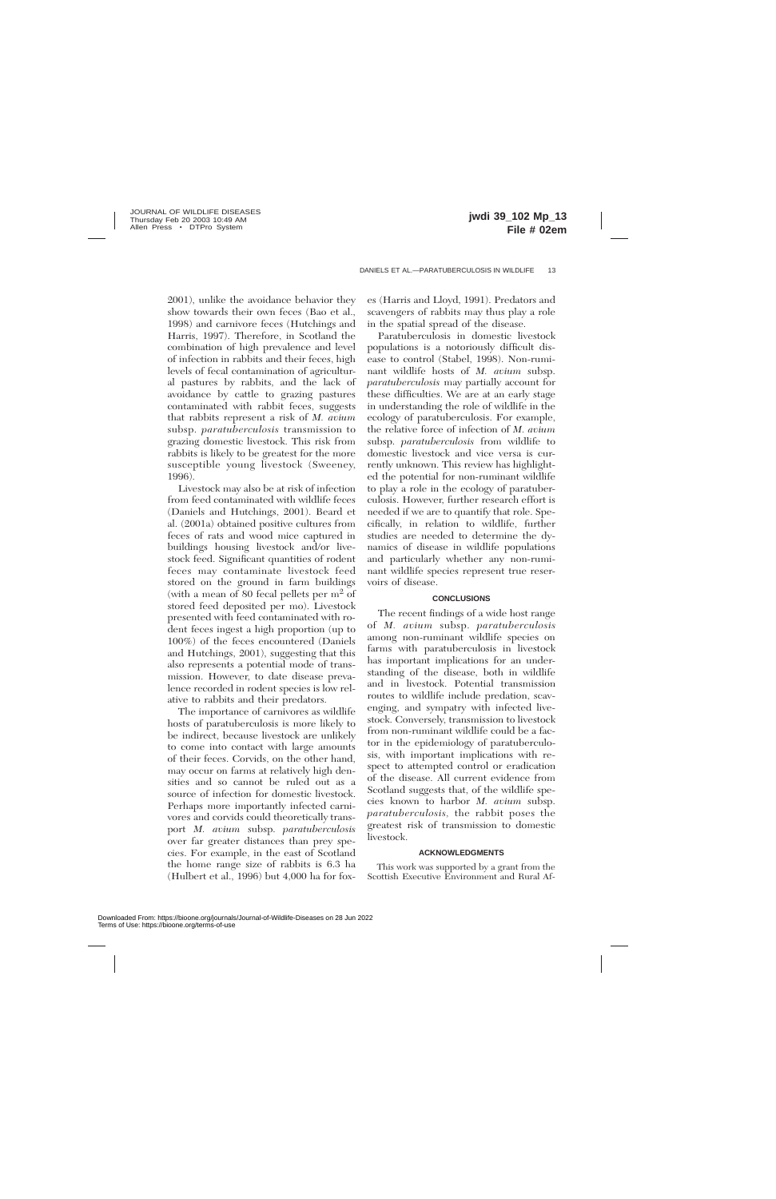2001), unlike the avoidance behavior they show towards their own feces (Bao et al., 1998) and carnivore feces (Hutchings and Harris, 1997). Therefore, in Scotland the combination of high prevalence and level of infection in rabbits and their feces, high levels of fecal contamination of agricultural pastures by rabbits, and the lack of avoidance by cattle to grazing pastures contaminated with rabbit feces, suggests that rabbits represent a risk of *M. avium* subsp. *paratuberculosis* transmission to grazing domestic livestock. This risk from rabbits is likely to be greatest for the more susceptible young livestock (Sweeney, 1996).

Livestock may also be at risk of infection from feed contaminated with wildlife feces (Daniels and Hutchings, 2001). Beard et al. (2001a) obtained positive cultures from feces of rats and wood mice captured in buildings housing livestock and/or livestock feed. Significant quantities of rodent feces may contaminate livestock feed stored on the ground in farm buildings (with a mean of 80 fecal pellets per m$^2$ of stored feed deposited per mo). Livestock presented with feed contaminated with rodent feces ingest a high proportion (up to 100%) of the feces encountered (Daniels and Hutchings, 2001), suggesting that this also represents a potential mode of transmission. However, to date disease prevalence recorded in rodent species is low relative to rabbits and their predators.

The importance of carnivores as wildlife hosts of paratuberculosis is more likely to be indirect, because livestock are unlikely to come into contact with large amounts of their feces. Corvids, on the other hand, may occur on farms at relatively high densities and so cannot be ruled out as a source of infection for domestic livestock. Perhaps more importantly infected carnivores and corvids could theoretically transport *M. avium* subsp. *paratuberculosis* over far greater distances than prey species. For example, in the east of Scotland the home range size of rabbits is 6.3 ha (Hulbert et al., 1996) but 4,000 ha for foxes (Harris and Lloyd, 1991). Predators and scavengers of rabbits may thus play a role in the spatial spread of the disease.

Paratuberculosis in domestic livestock populations is a notoriously difficult disease to control (Stabel, 1998). Non-ruminant wildlife hosts of *M. avium* subsp. *paratuberculosis* may partially account for these difficulties. We are at an early stage in understanding the role of wildlife in the ecology of paratuberculosis. For example, the relative force of infection of *M. avium* subsp. *paratuberculosis* from wildlife to domestic livestock and vice versa is currently unknown. This review has highlighted the potential for non-ruminant wildlife to play a role in the ecology of paratuberculosis. However, further research effort is needed if we are to quantify that role. Specifically, in relation to wildlife, further studies are needed to determine the dynamics of disease in wildlife populations and particularly whether any non-ruminant wildlife species represent true reservoirs of disease.

## CONCLUSIONS

The recent findings of a wide host range of *M. avium* subsp. *paratuberculosis* among non-ruminant wildlife species on farms with paratuberculosis in livestock has important implications for an understanding of the disease, both in wildlife and in livestock. Potential transmission routes to wildlife include predation, scavenging, and sympatry with infected livestock. Conversely, transmission to livestock from non-ruminant wildlife could be a factor in the epidemiology of paratuberculosis, with important implications with respect to attempted control or eradication of the disease. All current evidence from Scotland suggests that, of the wildlife species known to harbor *M. avium* subsp. *paratuberculosis*, the rabbit poses the greatest risk of transmission to domestic livestock.

## ACKNOWLEDGMENTS

This work was supported by a grant from the Scottish Executive Environment and Rural Af-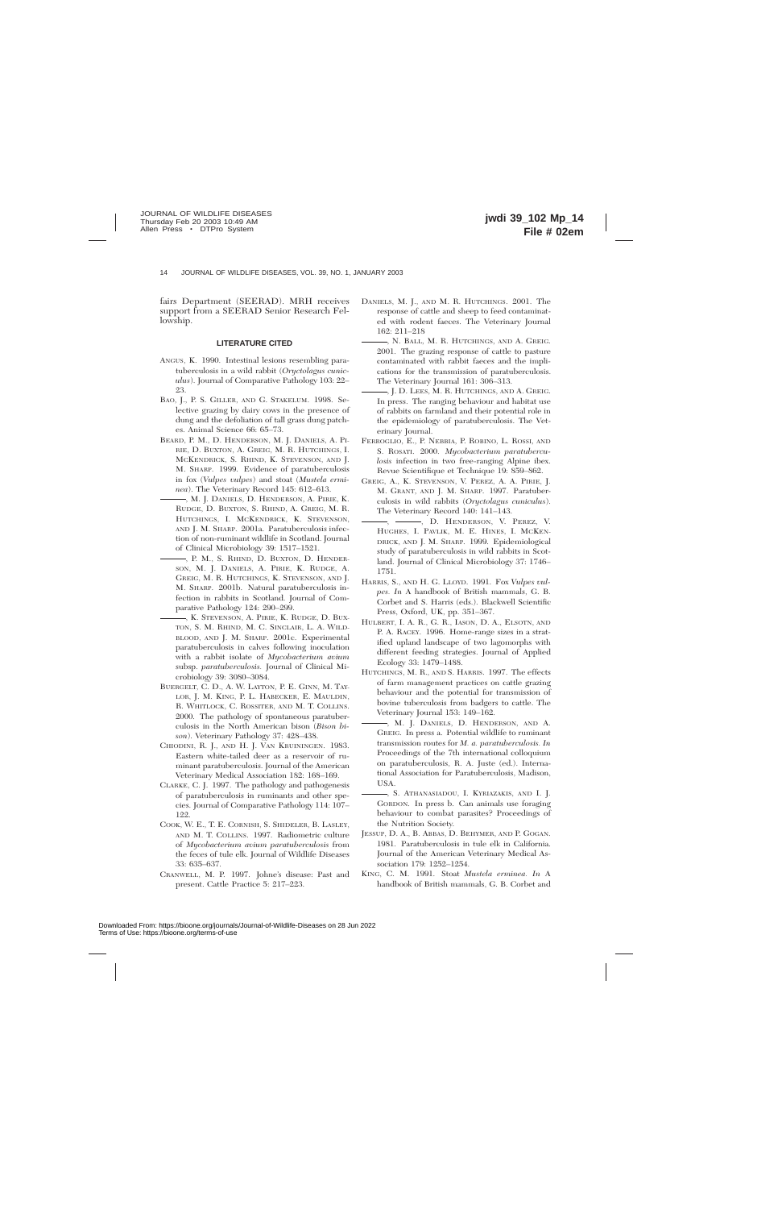fairs Department (SEERAD). MRH receives support from a SEERAD Senior Research Fellowship.

## LITERATURE CITED

ANGUS, K. 1990. Intestinal lesions resembling paratuberculosis in a wild rabbit (*Oryctolagus cuniculus*). Journal of Comparative Pathology 103: 22–23.

BAO, J., P. S. GILLER, AND G. STAKELUM. 1998. Selective grazing by dairy cows in the presence of dung and the defoliation of tall grass dung patches. Animal Science 66: 65–73.

BEARD, P. M., D. HENDERSON, M. J. DANIELS, A. PIRIE, D. BUXTON, A. GREIG, M. R. HUTCHINGS, I. MCKENDRICK, S. RHIND, K. STEVENSON, AND J. M. SHARP. 1999. Evidence of paratuberculosis in fox (*Vulpes vulpes*) and stoat (*Mustela erminea*). The Veterinary Record 145: 612–613.

———, M. J. DANIELS, D. HENDERSON, A. PIRIE, K. RUDGE, D. BUXTON, S. RHIND, A. GREIG, M. R. HUTCHINGS, I. MCKENDRICK, K. STEVENSON, AND J. M. SHARP. 2001a. Paratuberculosis infection of non-ruminant wildlife in Scotland. Journal of Clinical Microbiology 39: 1517–1521.

———, P. M., S. RHIND, D. BUXTON, D. HENDERSON, M. J. DANIELS, A. PIRIE, K. RUDGE, A. GREIG, M. R. HUTCHINGS, K. STEVENSON, AND J. M. SHARP. 2001b. Natural paratuberculosis infection in rabbits in Scotland. Journal of Comparative Pathology 124: 290–299.

———, K. STEVENSON, A. PIRIE, K. RUDGE, D. BUXTON, S. M. RHIND, M. C. SINCLAIR, L. A. WILDBLOOD, AND J. M. SHARP. 2001c. Experimental paratuberculosis in calves following inoculation with a rabbit isolate of *Mycobacterium avium* subsp. *paratuberculosis*. Journal of Clinical Microbiology 39: 3080–3084.

BUERGELT, C. D., A. W. LAYTON, P. E. GINN, M. TAYLOR, J. M. KING, P. L. HABECKER, E. MAULDIN, R. WHITLOCK, C. ROSSITER, AND M. T. COLLINS. 2000. The pathology of spontaneous paratuberculosis in the North American bison (*Bison bison*). Veterinary Pathology 37: 428–438.

CHIODINI, R. J., AND H. J. VAN KRUININGEN. 1983. Eastern white-tailed deer as a reservoir of ruminant paratuberculosis. Journal of the American Veterinary Medical Association 182: 168–169.

CLARKE, C. J. 1997. The pathology and pathogenesis of paratuberculosis in ruminants and other species. Journal of Comparative Pathology 114: 107–122.

COOK, W. E., T. E. CORNISH, S. SHIDELER, B. LASLEY, AND M. T. COLLINS. 1997. Radiometric culture of *Mycobacterium avium paratuberculosis* from the feces of tule elk. Journal of Wildlife Diseases 33: 635–637.

CRANWELL, M. P. 1997. Johne's disease: Past and present. Cattle Practice 5: 217–223.

DANIELS, M. J., AND M. R. HUTCHINGS. 2001. The response of cattle and sheep to feed contaminated with rodent faeces. The Veterinary Journal 162: 211–218

———, N. BALL, M. R. HUTCHINGS, AND A. GREIG. 2001. The grazing response of cattle to pasture contaminated with rabbit faeces and the implications for the transmission of paratuberculosis. The Veterinary Journal 161: 306–313.

———, J. D. LEES, M. R. HUTCHINGS, AND A. GREIG. In press. The ranging behaviour and habitat use of rabbits on farmland and their potential role in the epidemiology of paratuberculosis. The Veterinary Journal.

FERROGLIO, E., P. NEBBIA, P. ROBINO, L. ROSSI, AND S. ROSATI. 2000. *Mycobacterium paratuberculosis* infection in two free-ranging Alpine ibex. Revue Scientifique et Technique 19: 859–862.

GREIG, A., K. STEVENSON, V. PEREZ, A. A. PIRIE, J. M. GRANT, AND J. M. SHARP. 1997. Paratuberculosis in wild rabbits (*Oryctolagus cuniculus*). The Veterinary Record 140: 141–143.

———, ———, D. HENDERSON, V. PEREZ, V. HUGHES, I. PAVLIK, M. E. HINES, I. MCKENDRICK, AND J. M. SHARP. 1999. Epidemiological study of paratuberculosis in wild rabbits in Scotland. Journal of Clinical Microbiology 37: 1746–1751.

HARRIS, S., AND H. G. LLOYD. 1991. Fox *Vulpes vulpes*. *In* A handbook of British mammals, G. B. Corbet and S. Harris (eds.). Blackwell Scientific Press, Oxford, UK, pp. 351–367.

HULBERT, I. A. R., G. R., IASON, D. A., ELSOTN, AND P. A. RACEY. 1996. Home-range sizes in a stratified upland landscape of two lagomorphs with different feeding strategies. Journal of Applied Ecology 33: 1479–1488.

HUTCHINGS, M. R., AND S. HARRIS. 1997. The effects of farm management practices on cattle grazing behaviour and the potential for transmission of bovine tuberculosis from badgers to cattle. The Veterinary Journal 153: 149–162.

———, M. J. DANIELS, D. HENDERSON, AND A. GREIG. In press a. Potential wildlife to ruminant transmission routes for *M. a. paratuberculosis*. *In* Proceedings of the 7th international colloquium on paratuberculosis, R. A. Juste (ed.). International Association for Paratuberculosis, Madison, USA.

———, S. ATHANASIADOU, I. KYRIAZAKIS, AND I. J. GORDON. In press b. Can animals use foraging behaviour to combat parasites? Proceedings of the Nutrition Society.

JESSUP, D. A., B. ABBAS, D. BEHYMER, AND P. GOGAN. 1981. Paratuberculosis in tule elk in California. Journal of the American Veterinary Medical Association 179: 1252–1254.

KING, C. M. 1991. Stoat *Mustela erminea*. *In* A handbook of British mammals, G. B. Corbet and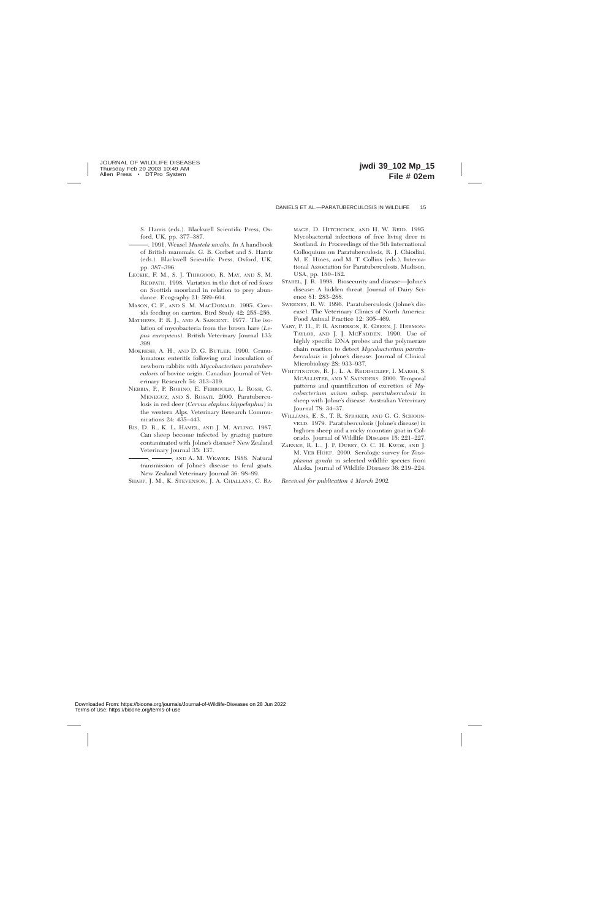S. Harris (eds.). Blackwell Scientific Press, Oxford, UK, pp. 377–387.

———. 1991. Weasel *Mustela nivalis*. *In* A handbook of British mammals. G. B. Corbet and S. Harris (eds.). Blackwell Scientific Press, Oxford, UK, pp. 387–396.

LECKIE, F. M., S. J. THIRGOOD, R. MAY, AND S. M. REDPATH. 1998. Variation in the diet of red foxes on Scottish moorland in relation to prey abundance. Ecography 21: 599–604.

MASON, C. F., AND S. M. MACDONALD. 1995. Corvids feeding on carrion. Bird Study 42: 255–256.

MATHEWS, P. R. J., AND A. SARGENT. 1977. The isolation of mycobacteria from the brown hare (*Lepus europaeus*). British Veterinary Journal 133: 399.

MOKRESH, A. H., AND D. G. BUTLER. 1990. Granulomatous enteritis following oral inoculation of newborn rabbits with *Mycobacterium paratuberculosis* of bovine origin. Canadian Journal of Veterinary Research 54: 313–319.

NEBBIA, P., P. ROBINO, E. FERROGLIO, L. ROSSI, G. MENEGUZ, AND S. ROSATI. 2000. Paratuberculosis in red deer (*Cervus elaphus hippelaphus*) in the western Alps. Veterinary Research Communications 24: 435–443.

RIS, D. R., K. L. HAMEL, AND J. M. AYLING. 1987. Can sheep become infected by grazing pasture contaminated with Johne's disease? New Zealand Veterinary Journal 35: 137.

———, ———, AND A. M. WEAVER. 1988. Natural transmission of Johne's disease to feral goats. New Zealand Veterinary Journal 36: 98–99.

SHARP, J. M., K. STEVENSON, J. A. CHALLANS, C. RAMAGE, D. HITCHCOCK, AND H. W. REID. 1995. Mycobacterial infections of free living deer in Scotland. *In* Proceedings of the 5th International Colloquium on Paratuberculosis, R. J. Chiodini, M. E. Hines, and M. T. Collins (eds.). International Association for Paratuberculosis, Madison, USA, pp. 180–182.

STABEL, J. R. 1998. Biosecurity and disease—Johne's disease: A hidden threat. Journal of Dairy Science 81: 283–288.

SWEENEY, R. W. 1996. Paratuberculosis (Johne's disease). The Veterinary Clinics of North America: Food Animal Practice 12: 305–469.

VARY, P. H., P. R. ANDERSON, E. GREEN, J. HERMON-TAYLOR, AND J. J. MCFADDEN. 1990. Use of highly specific DNA probes and the polymerase chain reaction to detect *Mycobacterium paratuberculosis* in Johne's disease. Journal of Clinical Microbiology 28: 933–937.

WHITTINGTON, R. J., L. A. REDDACLIFF, I. MARSH, S. MCALLISTER, AND V. SAUNDERS. 2000. Temporal patterns and quantification of excretion of *Mycobacterium avium* subsp. *paratuberculosis* in sheep with Johne's disease. Australian Veterinary Journal 78: 34–37.

WILLIAMS, E. S., T. R. SPRAKER, AND G. G. SCHOONVELD. 1979. Paratuberculosis (Johne's disease) in bighorn sheep and a rocky mountain goat in Colorado. Journal of Wildlife Diseases 15: 221–227.

ZARNKE, R. L., J. P. DUBEY, O. C. H. KWOK, AND J. M. VER HOEF. 2000. Serologic survey for *Toxoplasma gondii* in selected wildlife species from Alaska. Journal of Wildlife Diseases 36: 219–224.

*Received for publication 4 March 2002.*